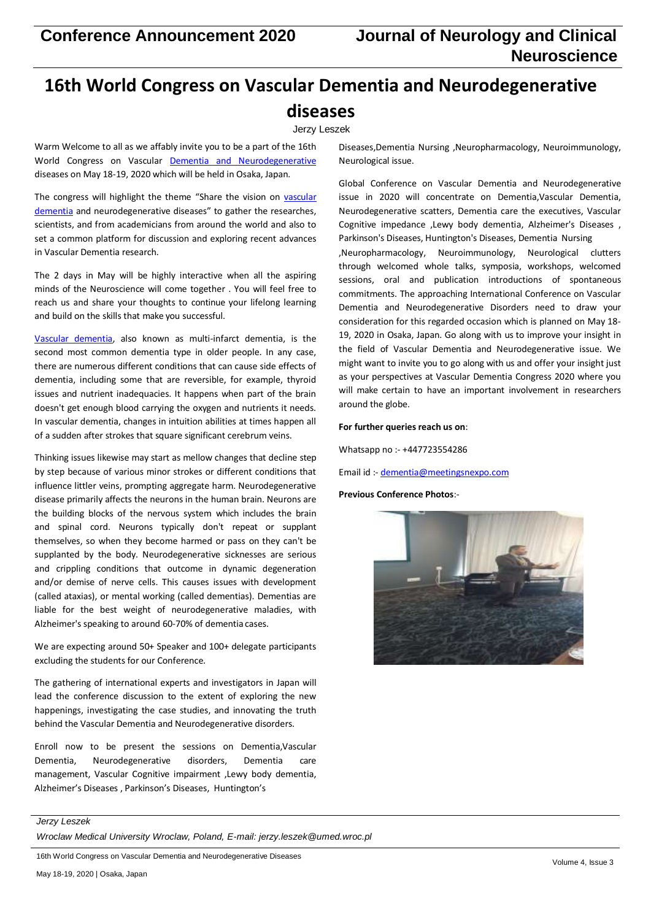# 16th World Congress on Vascular Dementia and Neurodegenerative diseases

Jerzy Leszek

Warm Welcome to all as we affably invite you to be a part of the 16th World Congress on Vascular Dementia and Neurodegenerative diseases on May 18-19, 2020 which will be held in Osaka, Japan.

The congress will highlight the theme "Share the vision on vascular dementia and neurodegenerative diseases" to gather the researches, scientists, and from academicians from around the world and also to set a common platform for discussion and exploring recent advances in Vascular Dementia research.

The 2 days in May will be highly interactive when all the aspiring minds of the Neuroscience will come together . You will feel free to reach us and share your thoughts to continue your lifelong learning and build on the skills that make you successful.

Vascular dementia, also known as multi-infarct dementia, is the second most common dementia type in older people. In any case, there are numerous different conditions that can cause side effects of dementia, including some that are reversible, for example, thyroid issues and nutrient inadequacies. It happens when part of the brain doesn't get enough blood carrying the oxygen and nutrients it needs. In vascular dementia, changes in intuition abilities at times happen all of a sudden after strokes that square significant cerebrum veins.

Thinking issues likewise may start as mellow changes that decline step by step because of various minor strokes or different conditions that influence littler veins, prompting aggregate harm. Neurodegenerative disease primarily affects the neurons in the human brain. Neurons are the building blocks of the nervous system which includes the brain and spinal cord. Neurons typically don't repeat or supplant themselves, so when they become harmed or pass on they can't be supplanted by the body. Neurodegenerative sicknesses are serious and crippling conditions that outcome in dynamic degeneration and/or demise of nerve cells. This causes issues with development (called ataxias), or mental working (called dementias). Dementias are liable for the best weight of neurodegenerative maladies, with Alzheimer's speaking to around 60-70% of dementia cases.

We are expecting around 50+ Speaker and 100+ delegate participants excluding the students for our Conference.

The gathering of international experts and investigators in Japan will lead the conference discussion to the extent of exploring the new happenings, investigating the case studies, and innovating the truth behind the Vascular Dementia and Neurodegenerative disorders.

Enroll now to be present the sessions on Dementia,Vascular Dementia, Neurodegenerative disorders, Dementia care management, Vascular Cognitive impairment ,Lewy body dementia, Alzheimer's Diseases , Parkinson's Diseases, Huntington's Diseases,Dementia Nursing ,Neuropharmacology, Neuroimmunology, Neurological issue.

Global Conference on Vascular Dementia and Neurodegenerative issue in 2020 will concentrate on Dementia,Vascular Dementia, Neurodegenerative scatters, Dementia care the executives, Vascular Cognitive impedance ,Lewy body dementia, Alzheimer's Diseases , Parkinson's Diseases, Huntington's Diseases, Dementia Nursing ,Neuropharmacology, Neuroimmunology, Neurological clutters through welcomed whole talks, symposia, workshops, welcomed sessions, oral and publication introductions of spontaneous commitments. The approaching International Conference on Vascular Dementia and Neurodegenerative Disorders need to draw your consideration for this regarded occasion which is planned on May 18-19, 2020 in Osaka, Japan. Go along with us to improve your insight in the field of Vascular Dementia and Neurodegenerative issue. We might want to invite you to go along with us and offer your insight just as your perspectives at Vascular Dementia Congress 2020 where you will make certain to have an important involvement in researchers around the globe.

**For further queries reach us on**:

Whatsapp no :- +447723554286

Email id :- dementia@meetingsnexpo.com

**Previous Conference Photos**:-

*Jerzy Leszek*

*Wroclaw Medical University Wroclaw, Poland, E-mail: jerzy.leszek@umed.wroc.pl*